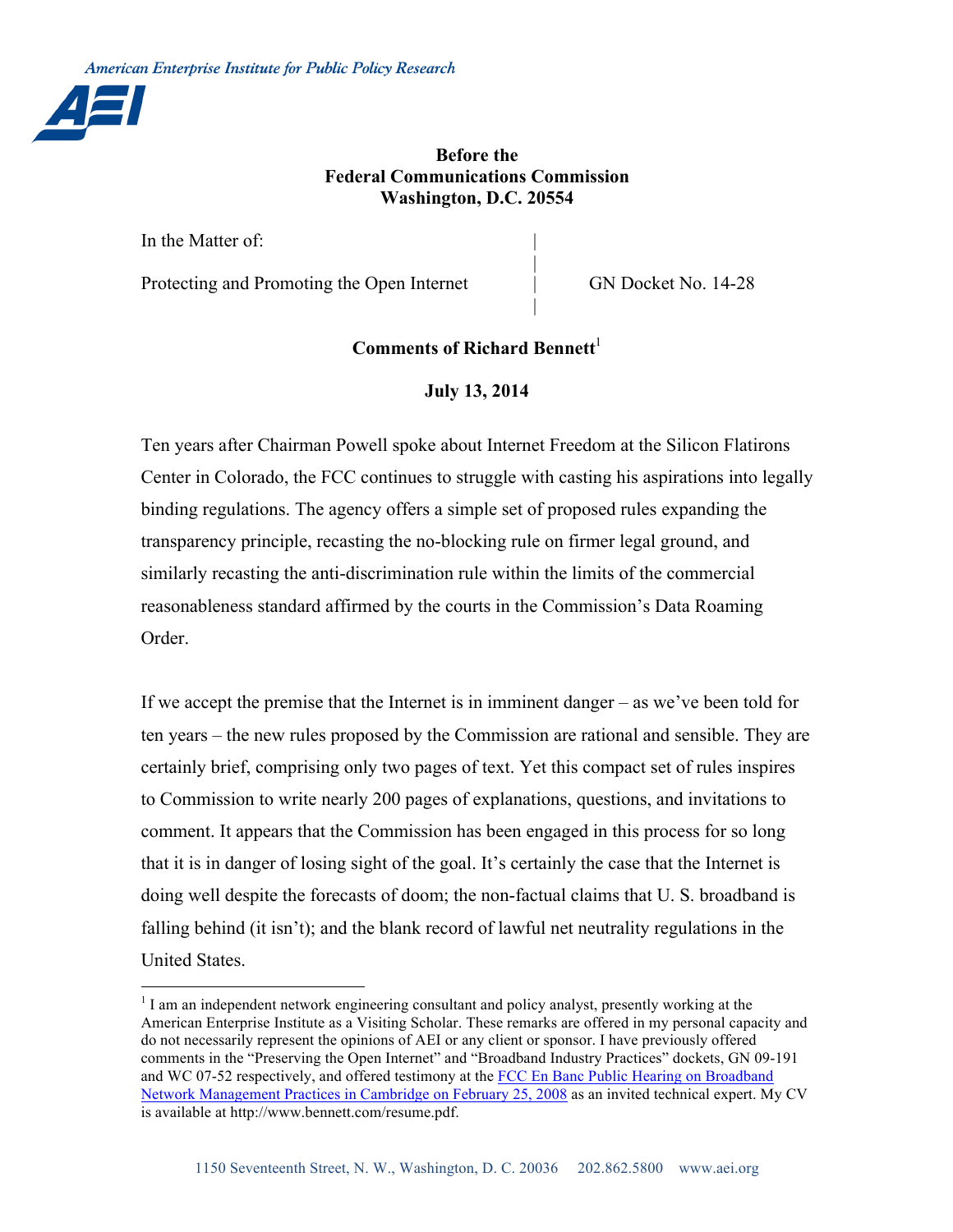American Enterprise Institute for Public Policy Research

**Before the**
**Federal Communications Commission**
**Washington, D.C. 20554**

| In the Matter of: | |
|---|---|
| Protecting and Promoting the Open Internet | GN Docket No. 14-28 |

**Comments of Richard Bennett**[1]

**July 13, 2014**

Ten years after Chairman Powell spoke about Internet Freedom at the Silicon Flatirons Center in Colorado, the FCC continues to struggle with casting his aspirations into legally binding regulations. The agency offers a simple set of proposed rules expanding the transparency principle, recasting the no-blocking rule on firmer legal ground, and similarly recasting the anti-discrimination rule within the limits of the commercial reasonableness standard affirmed by the courts in the Commission's Data Roaming Order.

If we accept the premise that the Internet is in imminent danger – as we've been told for ten years – the new rules proposed by the Commission are rational and sensible. They are certainly brief, comprising only two pages of text. Yet this compact set of rules inspires to Commission to write nearly 200 pages of explanations, questions, and invitations to comment. It appears that the Commission has been engaged in this process for so long that it is in danger of losing sight of the goal. It's certainly the case that the Internet is doing well despite the forecasts of doom; the non-factual claims that U. S. broadband is falling behind (it isn't); and the blank record of lawful net neutrality regulations in the United States.

---

[1] I am an independent network engineering consultant and policy analyst, presently working at the American Enterprise Institute as a Visiting Scholar. These remarks are offered in my personal capacity and do not necessarily represent the opinions of AEI or any client or sponsor. I have previously offered comments in the "Preserving the Open Internet" and "Broadband Industry Practices" dockets, GN 09-191 and WC 07-52 respectively, and offered testimony at the FCC En Banc Public Hearing on Broadband Network Management Practices in Cambridge on February 25, 2008 as an invited technical expert. My CV is available at http://www.bennett.com/resume.pdf.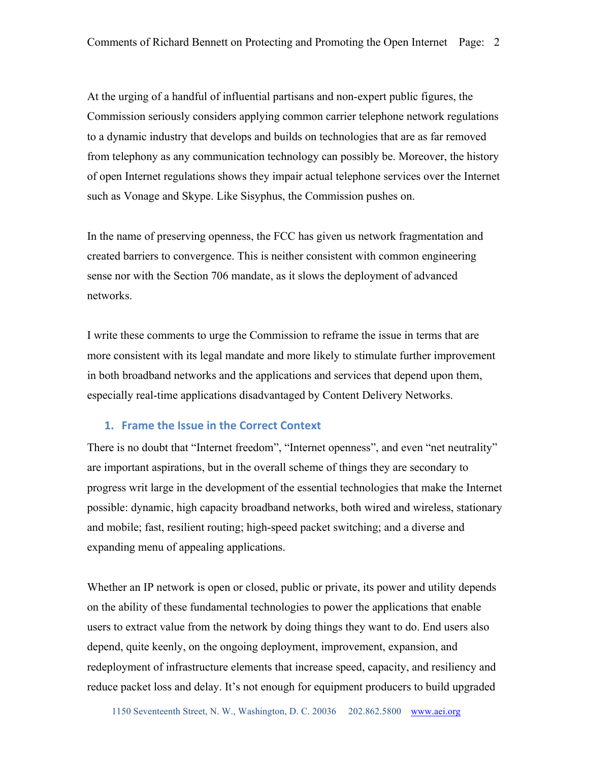At the urging of a handful of influential partisans and non-expert public figures, the Commission seriously considers applying common carrier telephone network regulations to a dynamic industry that develops and builds on technologies that are as far removed from telephony as any communication technology can possibly be. Moreover, the history of open Internet regulations shows they impair actual telephone services over the Internet such as Vonage and Skype. Like Sisyphus, the Commission pushes on.

In the name of preserving openness, the FCC has given us network fragmentation and created barriers to convergence. This is neither consistent with common engineering sense nor with the Section 706 mandate, as it slows the deployment of advanced networks.

I write these comments to urge the Commission to reframe the issue in terms that are more consistent with its legal mandate and more likely to stimulate further improvement in both broadband networks and the applications and services that depend upon them, especially real-time applications disadvantaged by Content Delivery Networks.

## 1. Frame the Issue in the Correct Context

There is no doubt that "Internet freedom", "Internet openness", and even "net neutrality" are important aspirations, but in the overall scheme of things they are secondary to progress writ large in the development of the essential technologies that make the Internet possible: dynamic, high capacity broadband networks, both wired and wireless, stationary and mobile; fast, resilient routing; high-speed packet switching; and a diverse and expanding menu of appealing applications.

Whether an IP network is open or closed, public or private, its power and utility depends on the ability of these fundamental technologies to power the applications that enable users to extract value from the network by doing things they want to do. End users also depend, quite keenly, on the ongoing deployment, improvement, expansion, and redeployment of infrastructure elements that increase speed, capacity, and resiliency and reduce packet loss and delay. It's not enough for equipment producers to build upgraded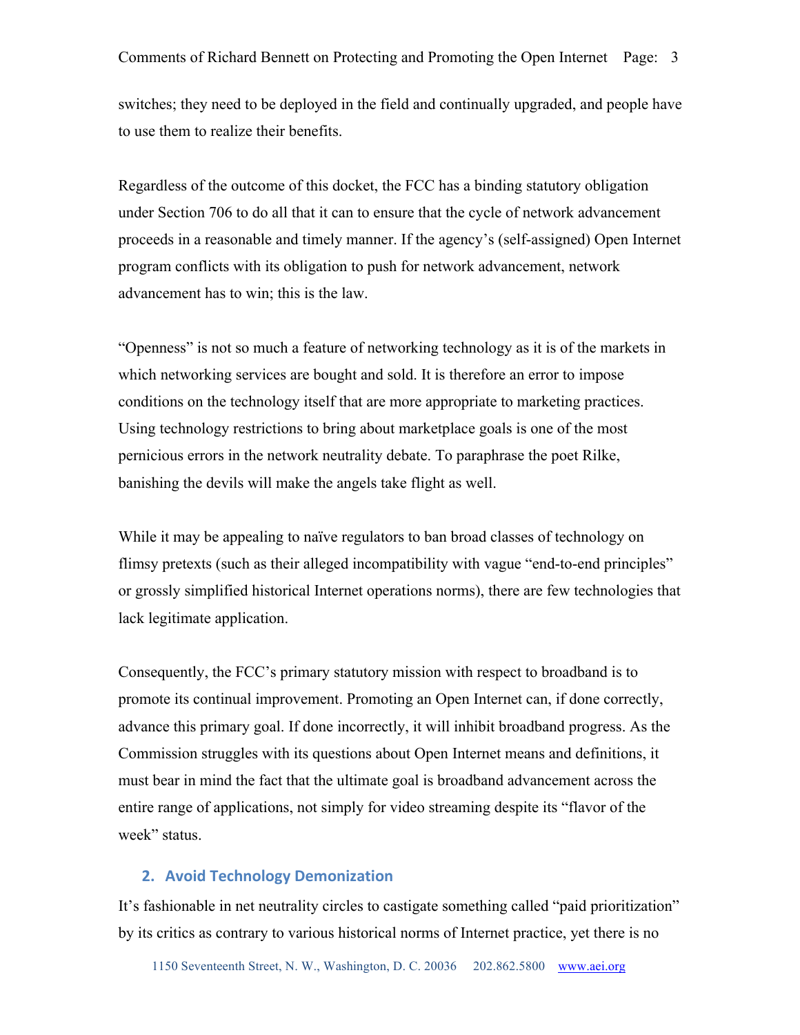switches; they need to be deployed in the field and continually upgraded, and people have to use them to realize their benefits.

Regardless of the outcome of this docket, the FCC has a binding statutory obligation under Section 706 to do all that it can to ensure that the cycle of network advancement proceeds in a reasonable and timely manner. If the agency's (self-assigned) Open Internet program conflicts with its obligation to push for network advancement, network advancement has to win; this is the law.

"Openness" is not so much a feature of networking technology as it is of the markets in which networking services are bought and sold. It is therefore an error to impose conditions on the technology itself that are more appropriate to marketing practices. Using technology restrictions to bring about marketplace goals is one of the most pernicious errors in the network neutrality debate. To paraphrase the poet Rilke, banishing the devils will make the angels take flight as well.

While it may be appealing to naïve regulators to ban broad classes of technology on flimsy pretexts (such as their alleged incompatibility with vague "end-to-end principles" or grossly simplified historical Internet operations norms), there are few technologies that lack legitimate application.

Consequently, the FCC's primary statutory mission with respect to broadband is to promote its continual improvement. Promoting an Open Internet can, if done correctly, advance this primary goal. If done incorrectly, it will inhibit broadband progress. As the Commission struggles with its questions about Open Internet means and definitions, it must bear in mind the fact that the ultimate goal is broadband advancement across the entire range of applications, not simply for video streaming despite its "flavor of the week" status.

## 2. Avoid Technology Demonization

It's fashionable in net neutrality circles to castigate something called "paid prioritization" by its critics as contrary to various historical norms of Internet practice, yet there is no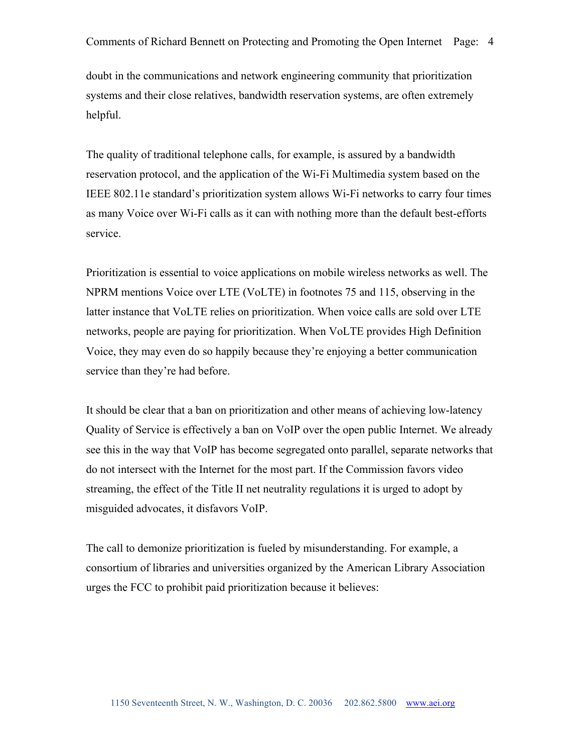doubt in the communications and network engineering community that prioritization systems and their close relatives, bandwidth reservation systems, are often extremely helpful.

The quality of traditional telephone calls, for example, is assured by a bandwidth reservation protocol, and the application of the Wi-Fi Multimedia system based on the IEEE 802.11e standard's prioritization system allows Wi-Fi networks to carry four times as many Voice over Wi-Fi calls as it can with nothing more than the default best-efforts service.

Prioritization is essential to voice applications on mobile wireless networks as well. The NPRM mentions Voice over LTE (VoLTE) in footnotes 75 and 115, observing in the latter instance that VoLTE relies on prioritization. When voice calls are sold over LTE networks, people are paying for prioritization. When VoLTE provides High Definition Voice, they may even do so happily because they're enjoying a better communication service than they're had before.

It should be clear that a ban on prioritization and other means of achieving low-latency Quality of Service is effectively a ban on VoIP over the open public Internet. We already see this in the way that VoIP has become segregated onto parallel, separate networks that do not intersect with the Internet for the most part. If the Commission favors video streaming, the effect of the Title II net neutrality regulations it is urged to adopt by misguided advocates, it disfavors VoIP.

The call to demonize prioritization is fueled by misunderstanding. For example, a consortium of libraries and universities organized by the American Library Association urges the FCC to prohibit paid prioritization because it believes: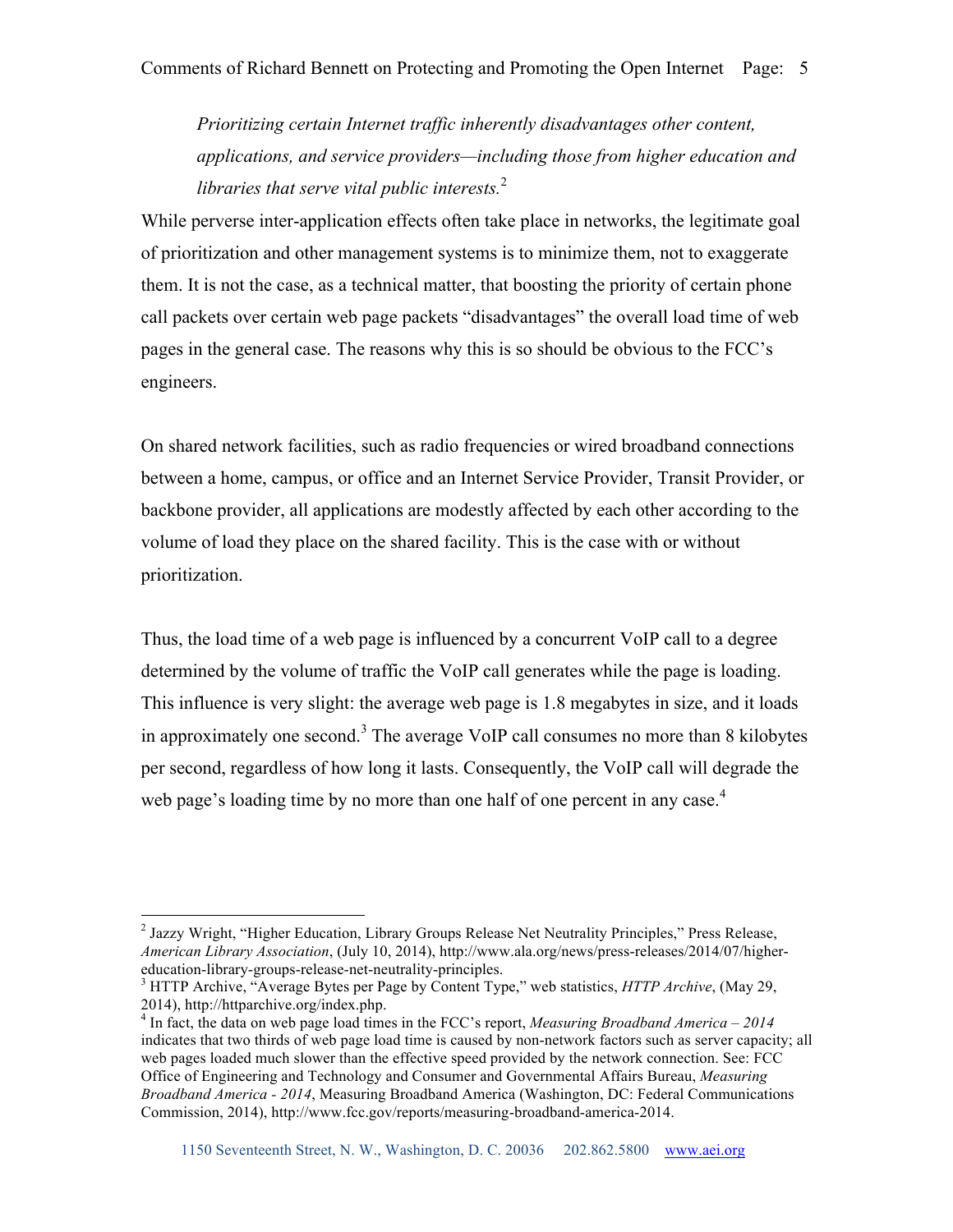*Prioritizing certain Internet traffic inherently disadvantages other content, applications, and service providers—including those from higher education and libraries that serve vital public interests.*[2]

While perverse inter-application effects often take place in networks, the legitimate goal of prioritization and other management systems is to minimize them, not to exaggerate them. It is not the case, as a technical matter, that boosting the priority of certain phone call packets over certain web page packets "disadvantages" the overall load time of web pages in the general case. The reasons why this is so should be obvious to the FCC's engineers.

On shared network facilities, such as radio frequencies or wired broadband connections between a home, campus, or office and an Internet Service Provider, Transit Provider, or backbone provider, all applications are modestly affected by each other according to the volume of load they place on the shared facility. This is the case with or without prioritization.

Thus, the load time of a web page is influenced by a concurrent VoIP call to a degree determined by the volume of traffic the VoIP call generates while the page is loading. This influence is very slight: the average web page is 1.8 megabytes in size, and it loads in approximately one second.[3] The average VoIP call consumes no more than 8 kilobytes per second, regardless of how long it lasts. Consequently, the VoIP call will degrade the web page's loading time by no more than one half of one percent in any case.[4]

---

[2] Jazzy Wright, "Higher Education, Library Groups Release Net Neutrality Principles," Press Release, *American Library Association*, (July 10, 2014), http://www.ala.org/news/press-releases/2014/07/higher-education-library-groups-release-net-neutrality-principles.

[3] HTTP Archive, "Average Bytes per Page by Content Type," web statistics, *HTTP Archive*, (May 29, 2014), http://httparchive.org/index.php.

[4] In fact, the data on web page load times in the FCC's report, *Measuring Broadband America – 2014* indicates that two thirds of web page load time is caused by non-network factors such as server capacity; all web pages loaded much slower than the effective speed provided by the network connection. See: FCC Office of Engineering and Technology and Consumer and Governmental Affairs Bureau, *Measuring Broadband America - 2014*, Measuring Broadband America (Washington, DC: Federal Communications Commission, 2014), http://www.fcc.gov/reports/measuring-broadband-america-2014.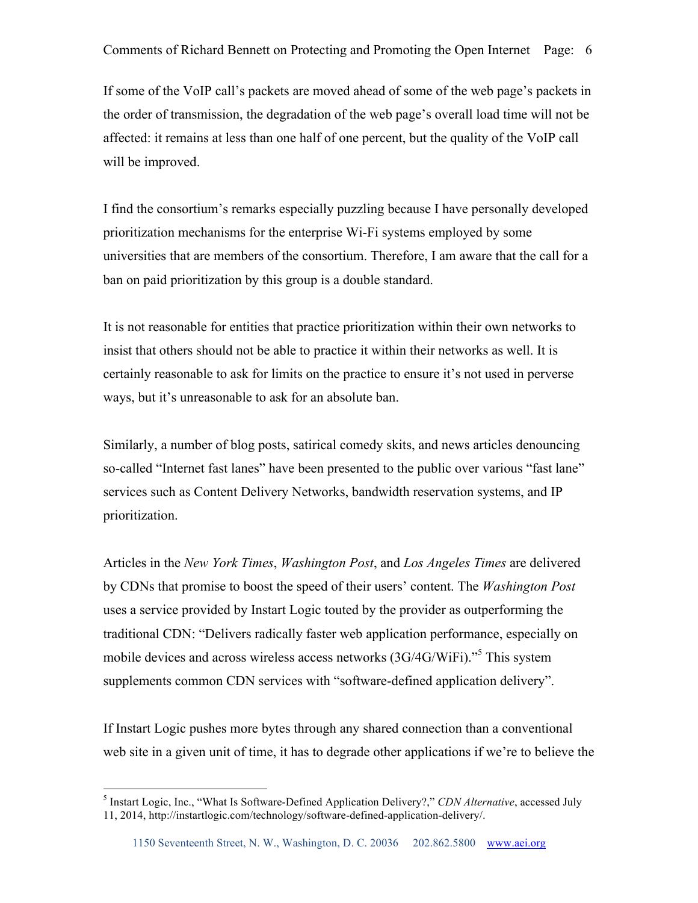If some of the VoIP call's packets are moved ahead of some of the web page's packets in the order of transmission, the degradation of the web page's overall load time will not be affected: it remains at less than one half of one percent, but the quality of the VoIP call will be improved.

I find the consortium's remarks especially puzzling because I have personally developed prioritization mechanisms for the enterprise Wi-Fi systems employed by some universities that are members of the consortium. Therefore, I am aware that the call for a ban on paid prioritization by this group is a double standard.

It is not reasonable for entities that practice prioritization within their own networks to insist that others should not be able to practice it within their networks as well. It is certainly reasonable to ask for limits on the practice to ensure it's not used in perverse ways, but it's unreasonable to ask for an absolute ban.

Similarly, a number of blog posts, satirical comedy skits, and news articles denouncing so-called "Internet fast lanes" have been presented to the public over various "fast lane" services such as Content Delivery Networks, bandwidth reservation systems, and IP prioritization.

Articles in the *New York Times*, *Washington Post*, and *Los Angeles Times* are delivered by CDNs that promise to boost the speed of their users' content. The *Washington Post* uses a service provided by Instart Logic touted by the provider as outperforming the traditional CDN: "Delivers radically faster web application performance, especially on mobile devices and across wireless access networks (3G/4G/WiFi)."[5] This system supplements common CDN services with "software-defined application delivery".

If Instart Logic pushes more bytes through any shared connection than a conventional web site in a given unit of time, it has to degrade other applications if we're to believe the

---

[5] Instart Logic, Inc., "What Is Software-Defined Application Delivery?," *CDN Alternative*, accessed July 11, 2014, http://instartlogic.com/technology/software-defined-application-delivery/.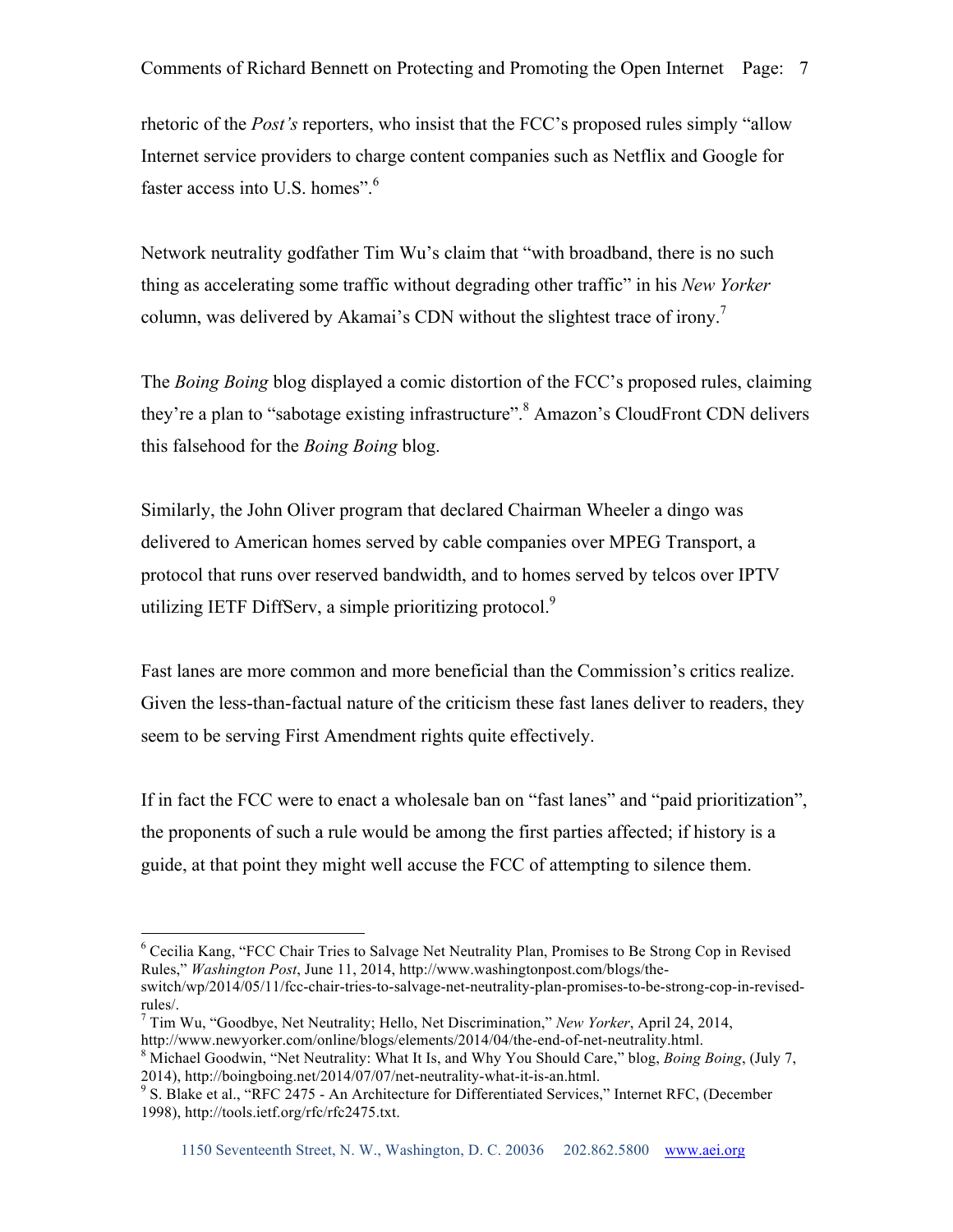rhetoric of the *Post's* reporters, who insist that the FCC's proposed rules simply "allow Internet service providers to charge content companies such as Netflix and Google for faster access into U.S. homes".[6]

Network neutrality godfather Tim Wu's claim that "with broadband, there is no such thing as accelerating some traffic without degrading other traffic" in his *New Yorker* column, was delivered by Akamai's CDN without the slightest trace of irony.[7]

The *Boing Boing* blog displayed a comic distortion of the FCC's proposed rules, claiming they're a plan to "sabotage existing infrastructure".[8] Amazon's CloudFront CDN delivers this falsehood for the *Boing Boing* blog.

Similarly, the John Oliver program that declared Chairman Wheeler a dingo was delivered to American homes served by cable companies over MPEG Transport, a protocol that runs over reserved bandwidth, and to homes served by telcos over IPTV utilizing IETF DiffServ, a simple prioritizing protocol.[9]

Fast lanes are more common and more beneficial than the Commission's critics realize. Given the less-than-factual nature of the criticism these fast lanes deliver to readers, they seem to be serving First Amendment rights quite effectively.

If in fact the FCC were to enact a wholesale ban on "fast lanes" and "paid prioritization", the proponents of such a rule would be among the first parties affected; if history is a guide, at that point they might well accuse the FCC of attempting to silence them.

---

[6] Cecilia Kang, "FCC Chair Tries to Salvage Net Neutrality Plan, Promises to Be Strong Cop in Revised Rules," *Washington Post*, June 11, 2014, http://www.washingtonpost.com/blogs/the-switch/wp/2014/05/11/fcc-chair-tries-to-salvage-net-neutrality-plan-promises-to-be-strong-cop-in-revised-rules/.

[7] Tim Wu, "Goodbye, Net Neutrality; Hello, Net Discrimination," *New Yorker*, April 24, 2014, http://www.newyorker.com/online/blogs/elements/2014/04/the-end-of-net-neutrality.html.

[8] Michael Goodwin, "Net Neutrality: What It Is, and Why You Should Care," blog, *Boing Boing*, (July 7, 2014), http://boingboing.net/2014/07/07/net-neutrality-what-it-is-an.html.

[9] S. Blake et al., "RFC 2475 - An Architecture for Differentiated Services," Internet RFC, (December 1998), http://tools.ietf.org/rfc/rfc2475.txt.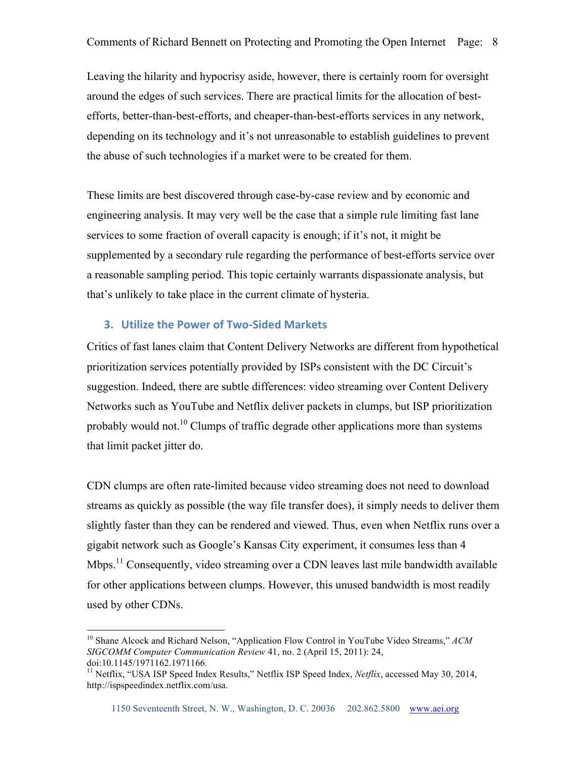Leaving the hilarity and hypocrisy aside, however, there is certainly room for oversight around the edges of such services. There are practical limits for the allocation of best-efforts, better-than-best-efforts, and cheaper-than-best-efforts services in any network, depending on its technology and it's not unreasonable to establish guidelines to prevent the abuse of such technologies if a market were to be created for them.

These limits are best discovered through case-by-case review and by economic and engineering analysis. It may very well be the case that a simple rule limiting fast lane services to some fraction of overall capacity is enough; if it's not, it might be supplemented by a secondary rule regarding the performance of best-efforts service over a reasonable sampling period. This topic certainly warrants dispassionate analysis, but that's unlikely to take place in the current climate of hysteria.

## 3. Utilize the Power of Two-Sided Markets

Critics of fast lanes claim that Content Delivery Networks are different from hypothetical prioritization services potentially provided by ISPs consistent with the DC Circuit's suggestion. Indeed, there are subtle differences: video streaming over Content Delivery Networks such as YouTube and Netflix deliver packets in clumps, but ISP prioritization probably would not.[10] Clumps of traffic degrade other applications more than systems that limit packet jitter do.

CDN clumps are often rate-limited because video streaming does not need to download streams as quickly as possible (the way file transfer does), it simply needs to deliver them slightly faster than they can be rendered and viewed. Thus, even when Netflix runs over a gigabit network such as Google's Kansas City experiment, it consumes less than 4 Mbps.[11] Consequently, video streaming over a CDN leaves last mile bandwidth available for other applications between clumps. However, this unused bandwidth is most readily used by other CDNs.

---

[10] Shane Alcock and Richard Nelson, "Application Flow Control in YouTube Video Streams," *ACM SIGCOMM Computer Communication Review* 41, no. 2 (April 15, 2011): 24, doi:10.1145/1971162.1971166.

[11] Netflix, "USA ISP Speed Index Results," Netflix ISP Speed Index, *Netflix*, accessed May 30, 2014, http://ispspeedindex.netflix.com/usa.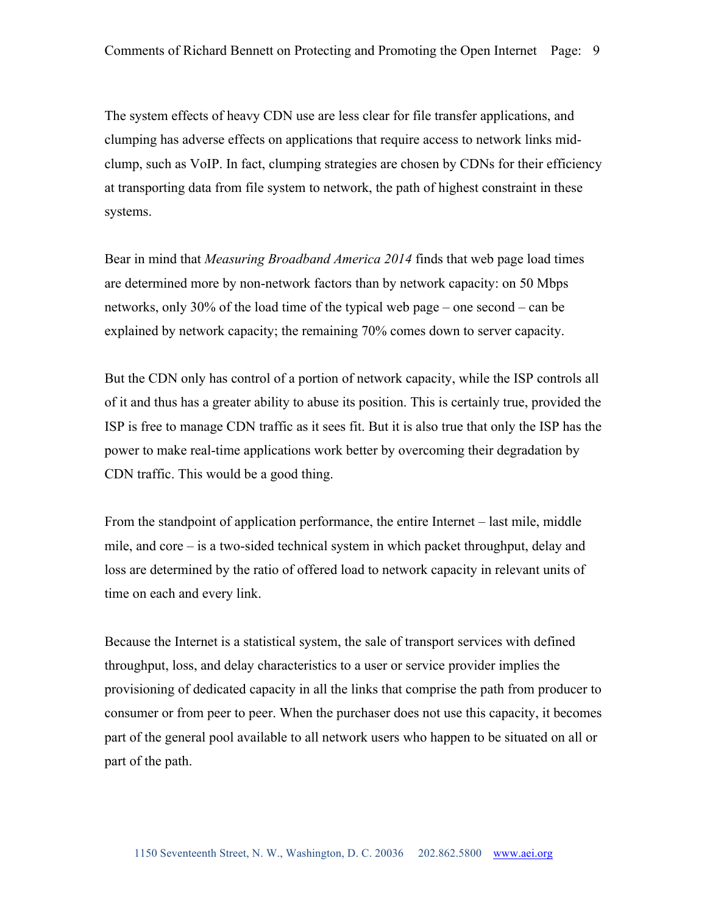The system effects of heavy CDN use are less clear for file transfer applications, and clumping has adverse effects on applications that require access to network links mid-clump, such as VoIP. In fact, clumping strategies are chosen by CDNs for their efficiency at transporting data from file system to network, the path of highest constraint in these systems.

Bear in mind that *Measuring Broadband America 2014* finds that web page load times are determined more by non-network factors than by network capacity: on 50 Mbps networks, only 30% of the load time of the typical web page – one second – can be explained by network capacity; the remaining 70% comes down to server capacity.

But the CDN only has control of a portion of network capacity, while the ISP controls all of it and thus has a greater ability to abuse its position. This is certainly true, provided the ISP is free to manage CDN traffic as it sees fit. But it is also true that only the ISP has the power to make real-time applications work better by overcoming their degradation by CDN traffic. This would be a good thing.

From the standpoint of application performance, the entire Internet – last mile, middle mile, and core – is a two-sided technical system in which packet throughput, delay and loss are determined by the ratio of offered load to network capacity in relevant units of time on each and every link.

Because the Internet is a statistical system, the sale of transport services with defined throughput, loss, and delay characteristics to a user or service provider implies the provisioning of dedicated capacity in all the links that comprise the path from producer to consumer or from peer to peer. When the purchaser does not use this capacity, it becomes part of the general pool available to all network users who happen to be situated on all or part of the path.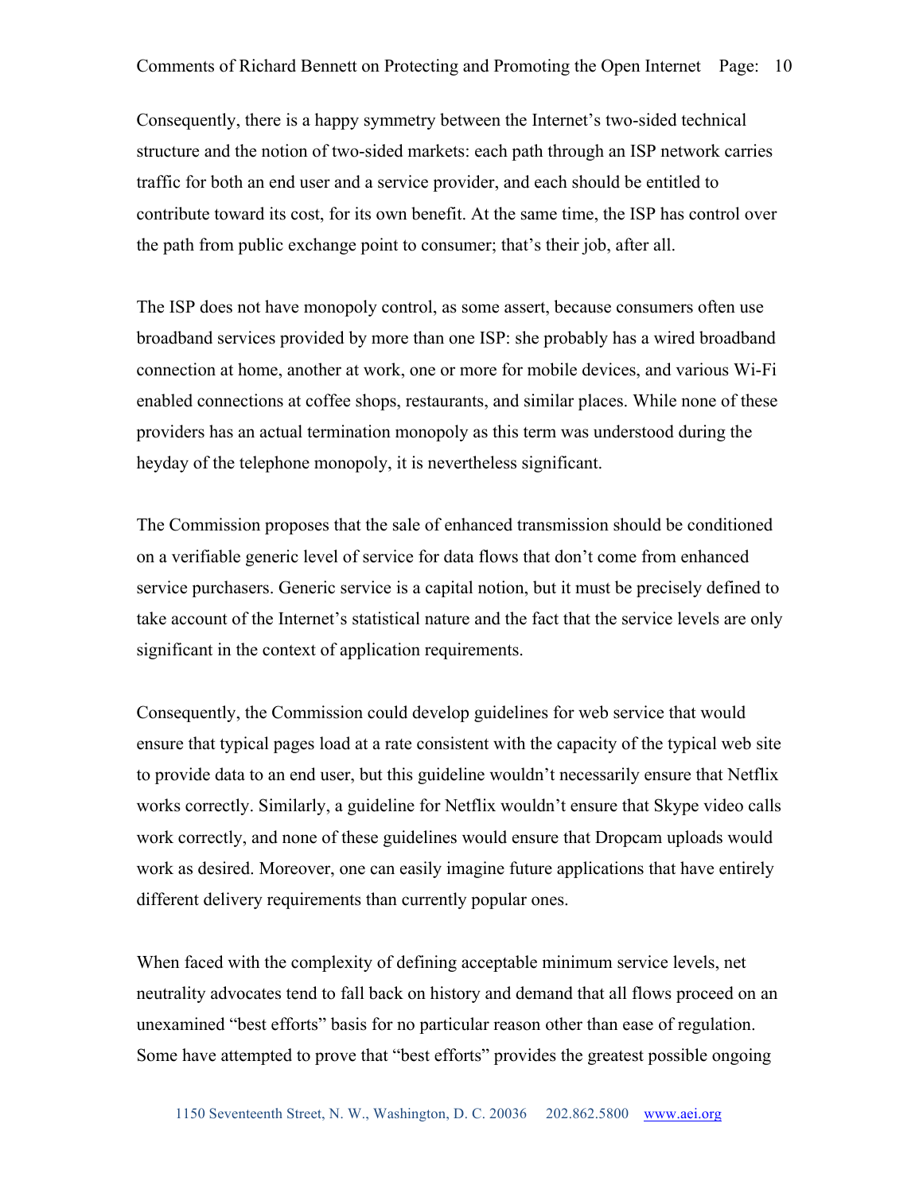Consequently, there is a happy symmetry between the Internet's two-sided technical structure and the notion of two-sided markets: each path through an ISP network carries traffic for both an end user and a service provider, and each should be entitled to contribute toward its cost, for its own benefit. At the same time, the ISP has control over the path from public exchange point to consumer; that's their job, after all.

The ISP does not have monopoly control, as some assert, because consumers often use broadband services provided by more than one ISP: she probably has a wired broadband connection at home, another at work, one or more for mobile devices, and various Wi-Fi enabled connections at coffee shops, restaurants, and similar places. While none of these providers has an actual termination monopoly as this term was understood during the heyday of the telephone monopoly, it is nevertheless significant.

The Commission proposes that the sale of enhanced transmission should be conditioned on a verifiable generic level of service for data flows that don't come from enhanced service purchasers. Generic service is a capital notion, but it must be precisely defined to take account of the Internet's statistical nature and the fact that the service levels are only significant in the context of application requirements.

Consequently, the Commission could develop guidelines for web service that would ensure that typical pages load at a rate consistent with the capacity of the typical web site to provide data to an end user, but this guideline wouldn't necessarily ensure that Netflix works correctly. Similarly, a guideline for Netflix wouldn't ensure that Skype video calls work correctly, and none of these guidelines would ensure that Dropcam uploads would work as desired. Moreover, one can easily imagine future applications that have entirely different delivery requirements than currently popular ones.

When faced with the complexity of defining acceptable minimum service levels, net neutrality advocates tend to fall back on history and demand that all flows proceed on an unexamined "best efforts" basis for no particular reason other than ease of regulation. Some have attempted to prove that "best efforts" provides the greatest possible ongoing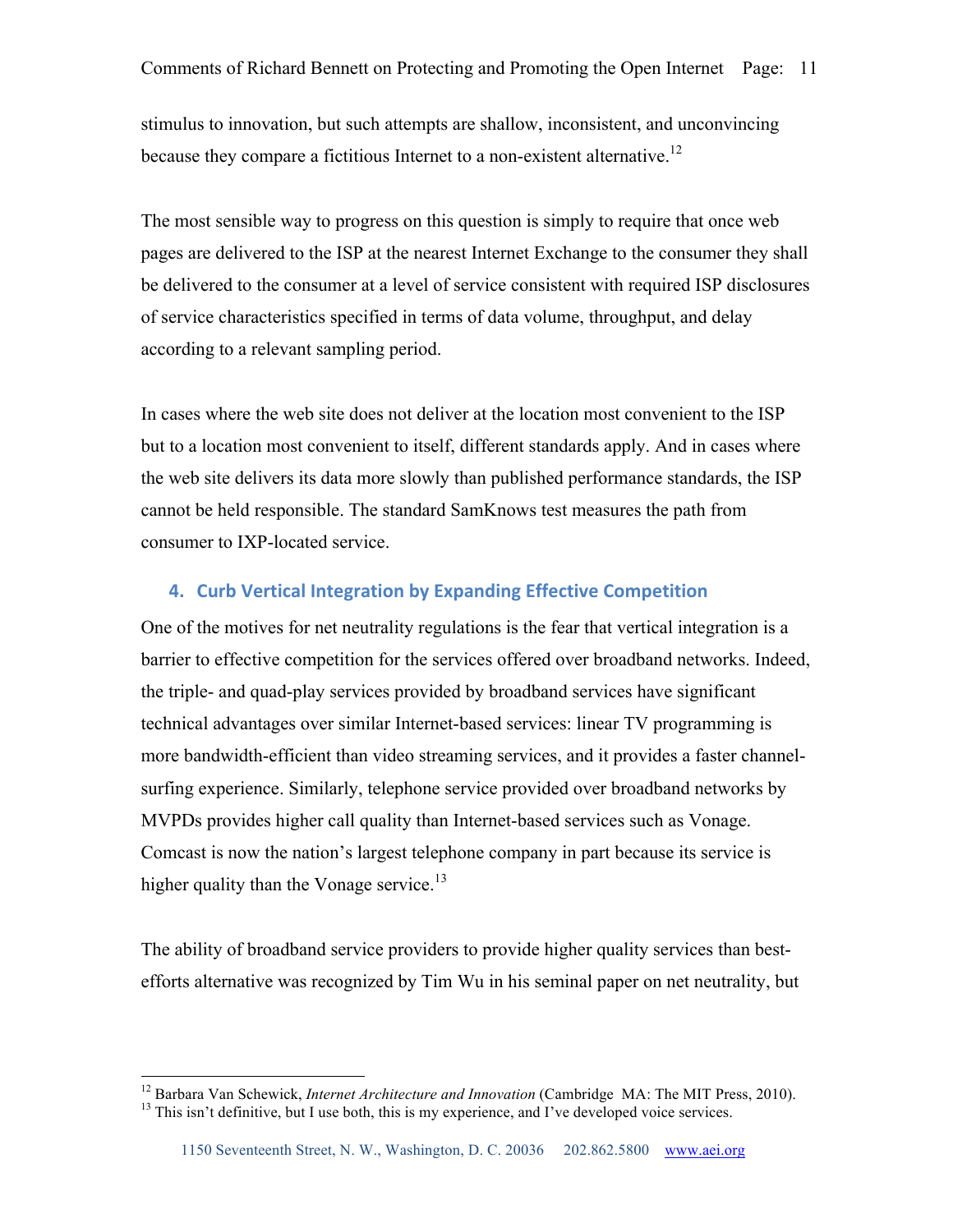stimulus to innovation, but such attempts are shallow, inconsistent, and unconvincing because they compare a fictitious Internet to a non-existent alternative.[12]

The most sensible way to progress on this question is simply to require that once web pages are delivered to the ISP at the nearest Internet Exchange to the consumer they shall be delivered to the consumer at a level of service consistent with required ISP disclosures of service characteristics specified in terms of data volume, throughput, and delay according to a relevant sampling period.

In cases where the web site does not deliver at the location most convenient to the ISP but to a location most convenient to itself, different standards apply. And in cases where the web site delivers its data more slowly than published performance standards, the ISP cannot be held responsible. The standard SamKnows test measures the path from consumer to IXP-located service.

## 4. Curb Vertical Integration by Expanding Effective Competition

One of the motives for net neutrality regulations is the fear that vertical integration is a barrier to effective competition for the services offered over broadband networks. Indeed, the triple- and quad-play services provided by broadband services have significant technical advantages over similar Internet-based services: linear TV programming is more bandwidth-efficient than video streaming services, and it provides a faster channel-surfing experience. Similarly, telephone service provided over broadband networks by MVPDs provides higher call quality than Internet-based services such as Vonage. Comcast is now the nation's largest telephone company in part because its service is higher quality than the Vonage service.[13]

The ability of broadband service providers to provide higher quality services than best-efforts alternative was recognized by Tim Wu in his seminal paper on net neutrality, but

---

[12] Barbara Van Schewick, *Internet Architecture and Innovation* (Cambridge MA: The MIT Press, 2010).

[13] This isn't definitive, but I use both, this is my experience, and I've developed voice services.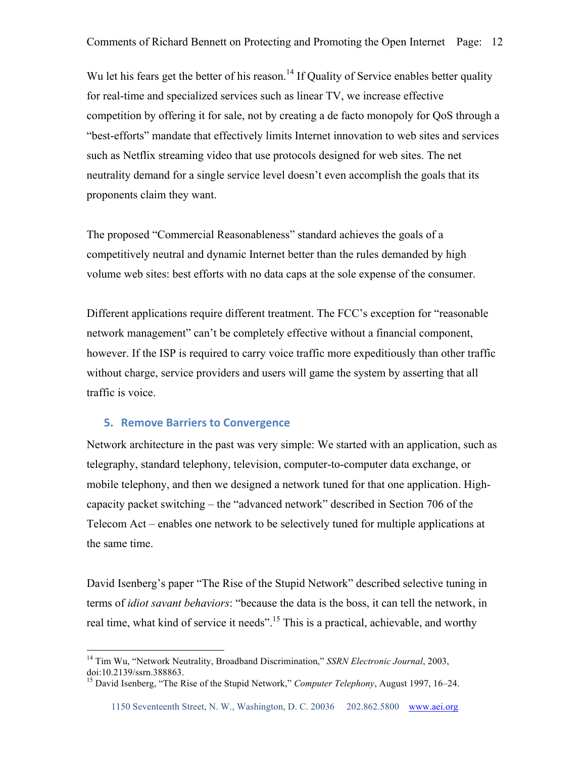Wu let his fears get the better of his reason.[14] If Quality of Service enables better quality for real-time and specialized services such as linear TV, we increase effective competition by offering it for sale, not by creating a de facto monopoly for QoS through a "best-efforts" mandate that effectively limits Internet innovation to web sites and services such as Netflix streaming video that use protocols designed for web sites. The net neutrality demand for a single service level doesn't even accomplish the goals that its proponents claim they want.

The proposed "Commercial Reasonableness" standard achieves the goals of a competitively neutral and dynamic Internet better than the rules demanded by high volume web sites: best efforts with no data caps at the sole expense of the consumer.

Different applications require different treatment. The FCC's exception for "reasonable network management" can't be completely effective without a financial component, however. If the ISP is required to carry voice traffic more expeditiously than other traffic without charge, service providers and users will game the system by asserting that all traffic is voice.

## 5. Remove Barriers to Convergence

Network architecture in the past was very simple: We started with an application, such as telegraphy, standard telephony, television, computer-to-computer data exchange, or mobile telephony, and then we designed a network tuned for that one application. High-capacity packet switching – the "advanced network" described in Section 706 of the Telecom Act – enables one network to be selectively tuned for multiple applications at the same time.

David Isenberg's paper "The Rise of the Stupid Network" described selective tuning in terms of *idiot savant behaviors*: "because the data is the boss, it can tell the network, in real time, what kind of service it needs".[15] This is a practical, achievable, and worthy

---

[14] Tim Wu, "Network Neutrality, Broadband Discrimination," *SSRN Electronic Journal*, 2003, doi:10.2139/ssrn.388863.

[15] David Isenberg, "The Rise of the Stupid Network," *Computer Telephony*, August 1997, 16–24.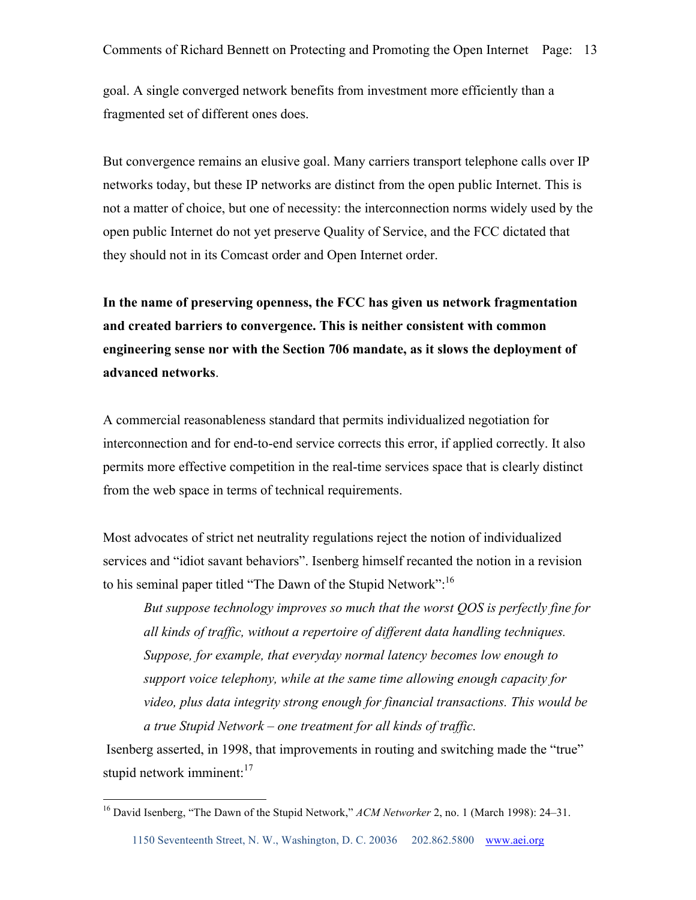goal. A single converged network benefits from investment more efficiently than a fragmented set of different ones does.

But convergence remains an elusive goal. Many carriers transport telephone calls over IP networks today, but these IP networks are distinct from the open public Internet. This is not a matter of choice, but one of necessity: the interconnection norms widely used by the open public Internet do not yet preserve Quality of Service, and the FCC dictated that they should not in its Comcast order and Open Internet order.

**In the name of preserving openness, the FCC has given us network fragmentation and created barriers to convergence. This is neither consistent with common engineering sense nor with the Section 706 mandate, as it slows the deployment of advanced networks**.

A commercial reasonableness standard that permits individualized negotiation for interconnection and for end-to-end service corrects this error, if applied correctly. It also permits more effective competition in the real-time services space that is clearly distinct from the web space in terms of technical requirements.

Most advocates of strict net neutrality regulations reject the notion of individualized services and "idiot savant behaviors". Isenberg himself recanted the notion in a revision to his seminal paper titled "The Dawn of the Stupid Network":[16]

> *But suppose technology improves so much that the worst QOS is perfectly fine for all kinds of traffic, without a repertoire of different data handling techniques. Suppose, for example, that everyday normal latency becomes low enough to support voice telephony, while at the same time allowing enough capacity for video, plus data integrity strong enough for financial transactions. This would be a true Stupid Network – one treatment for all kinds of traffic.*

Isenberg asserted, in 1998, that improvements in routing and switching made the "true" stupid network imminent:[17]

[16] David Isenberg, "The Dawn of the Stupid Network," *ACM Networker* 2, no. 1 (March 1998): 24–31.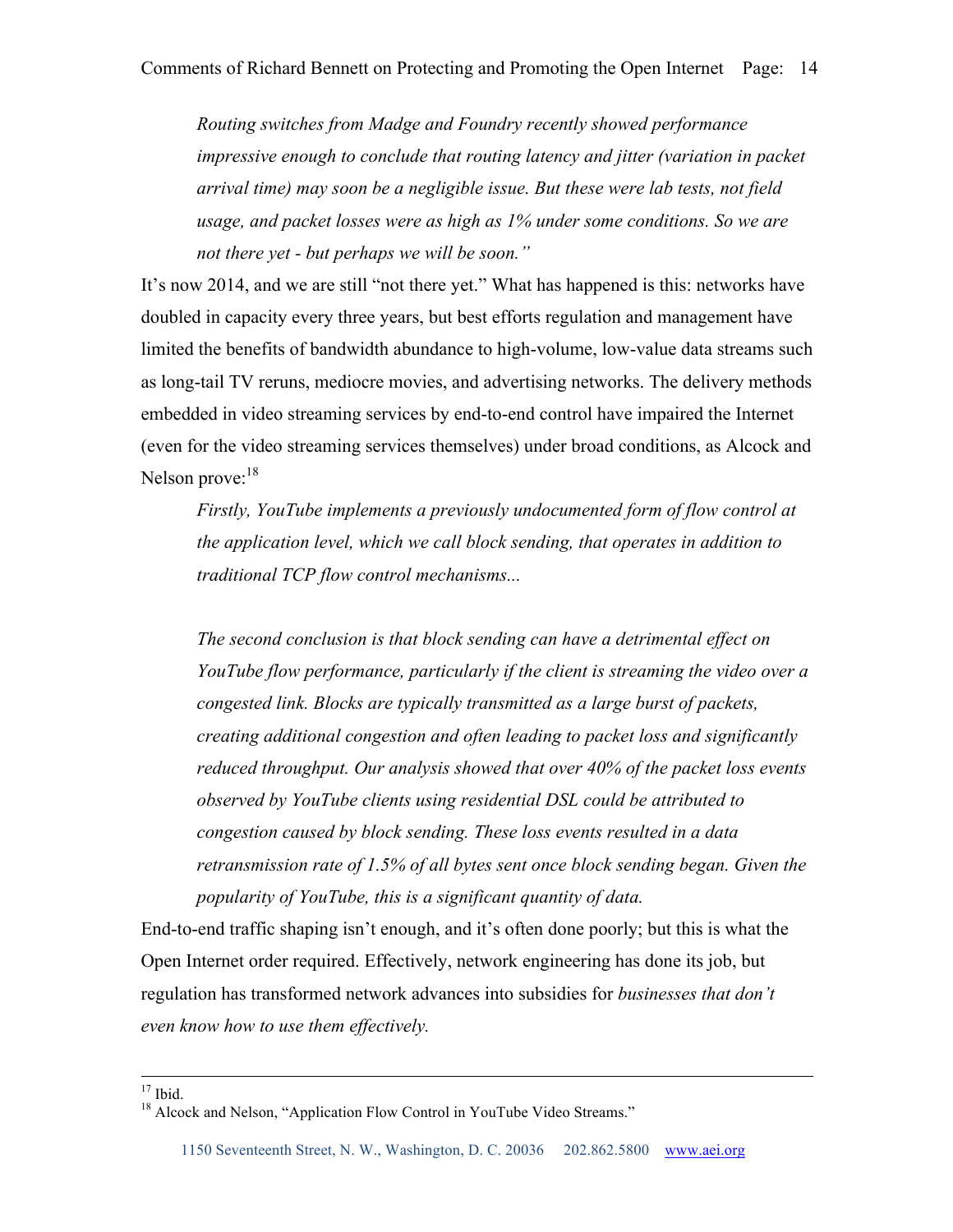> *Routing switches from Madge and Foundry recently showed performance impressive enough to conclude that routing latency and jitter (variation in packet arrival time) may soon be a negligible issue. But these were lab tests, not field usage, and packet losses were as high as 1% under some conditions. So we are not there yet - but perhaps we will be soon."*

It's now 2014, and we are still "not there yet." What has happened is this: networks have doubled in capacity every three years, but best efforts regulation and management have limited the benefits of bandwidth abundance to high-volume, low-value data streams such as long-tail TV reruns, mediocre movies, and advertising networks. The delivery methods embedded in video streaming services by end-to-end control have impaired the Internet (even for the video streaming services themselves) under broad conditions, as Alcock and Nelson prove:[18]

> *Firstly, YouTube implements a previously undocumented form of flow control at the application level, which we call block sending, that operates in addition to traditional TCP flow control mechanisms...*
>
> *The second conclusion is that block sending can have a detrimental effect on YouTube flow performance, particularly if the client is streaming the video over a congested link. Blocks are typically transmitted as a large burst of packets, creating additional congestion and often leading to packet loss and significantly reduced throughput. Our analysis showed that over 40% of the packet loss events observed by YouTube clients using residential DSL could be attributed to congestion caused by block sending. These loss events resulted in a data retransmission rate of 1.5% of all bytes sent once block sending began. Given the popularity of YouTube, this is a significant quantity of data.*

End-to-end traffic shaping isn't enough, and it's often done poorly; but this is what the Open Internet order required. Effectively, network engineering has done its job, but regulation has transformed network advances into subsidies for *businesses that don't even know how to use them effectively.*

---

[17] Ibid.

[18] Alcock and Nelson, "Application Flow Control in YouTube Video Streams."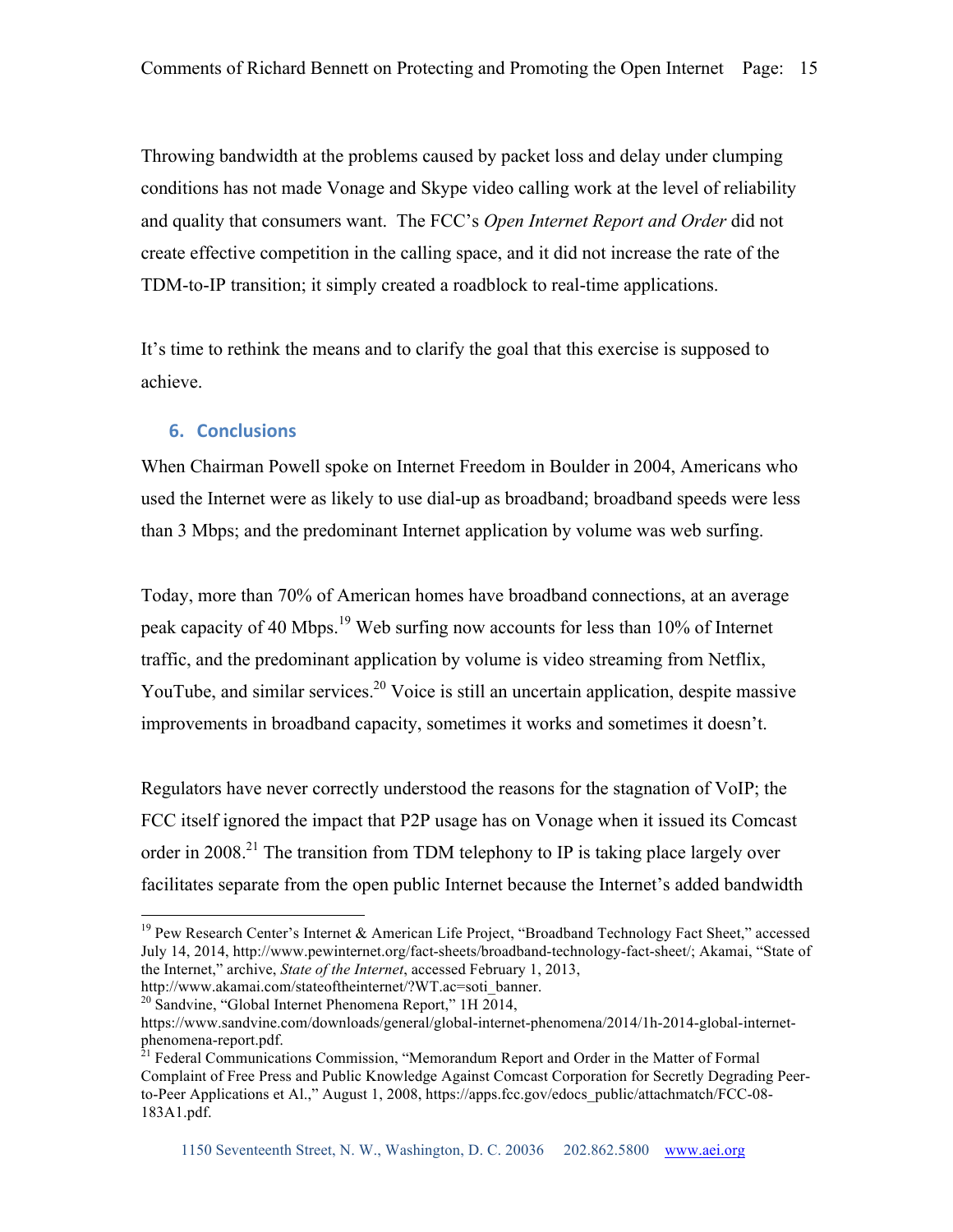Throwing bandwidth at the problems caused by packet loss and delay under clumping conditions has not made Vonage and Skype video calling work at the level of reliability and quality that consumers want. The FCC's *Open Internet Report and Order* did not create effective competition in the calling space, and it did not increase the rate of the TDM-to-IP transition; it simply created a roadblock to real-time applications.

It's time to rethink the means and to clarify the goal that this exercise is supposed to achieve.

## 6. Conclusions

When Chairman Powell spoke on Internet Freedom in Boulder in 2004, Americans who used the Internet were as likely to use dial-up as broadband; broadband speeds were less than 3 Mbps; and the predominant Internet application by volume was web surfing.

Today, more than 70% of American homes have broadband connections, at an average peak capacity of 40 Mbps.[19] Web surfing now accounts for less than 10% of Internet traffic, and the predominant application by volume is video streaming from Netflix, YouTube, and similar services.[20] Voice is still an uncertain application, despite massive improvements in broadband capacity, sometimes it works and sometimes it doesn't.

Regulators have never correctly understood the reasons for the stagnation of VoIP; the FCC itself ignored the impact that P2P usage has on Vonage when it issued its Comcast order in 2008.[21] The transition from TDM telephony to IP is taking place largely over facilitates separate from the open public Internet because the Internet's added bandwidth

---

[19] Pew Research Center's Internet & American Life Project, "Broadband Technology Fact Sheet," accessed July 14, 2014, http://www.pewinternet.org/fact-sheets/broadband-technology-fact-sheet/; Akamai, "State of the Internet," archive, *State of the Internet*, accessed February 1, 2013, http://www.akamai.com/stateoftheinternet/?WT.ac=soti_banner.

[20] Sandvine, "Global Internet Phenomena Report," 1H 2014, https://www.sandvine.com/downloads/general/global-internet-phenomena/2014/1h-2014-global-internet-phenomena-report.pdf.

[21] Federal Communications Commission, "Memorandum Report and Order in the Matter of Formal Complaint of Free Press and Public Knowledge Against Comcast Corporation for Secretly Degrading Peer-to-Peer Applications et Al.," August 1, 2008, https://apps.fcc.gov/edocs_public/attachmatch/FCC-08-183A1.pdf.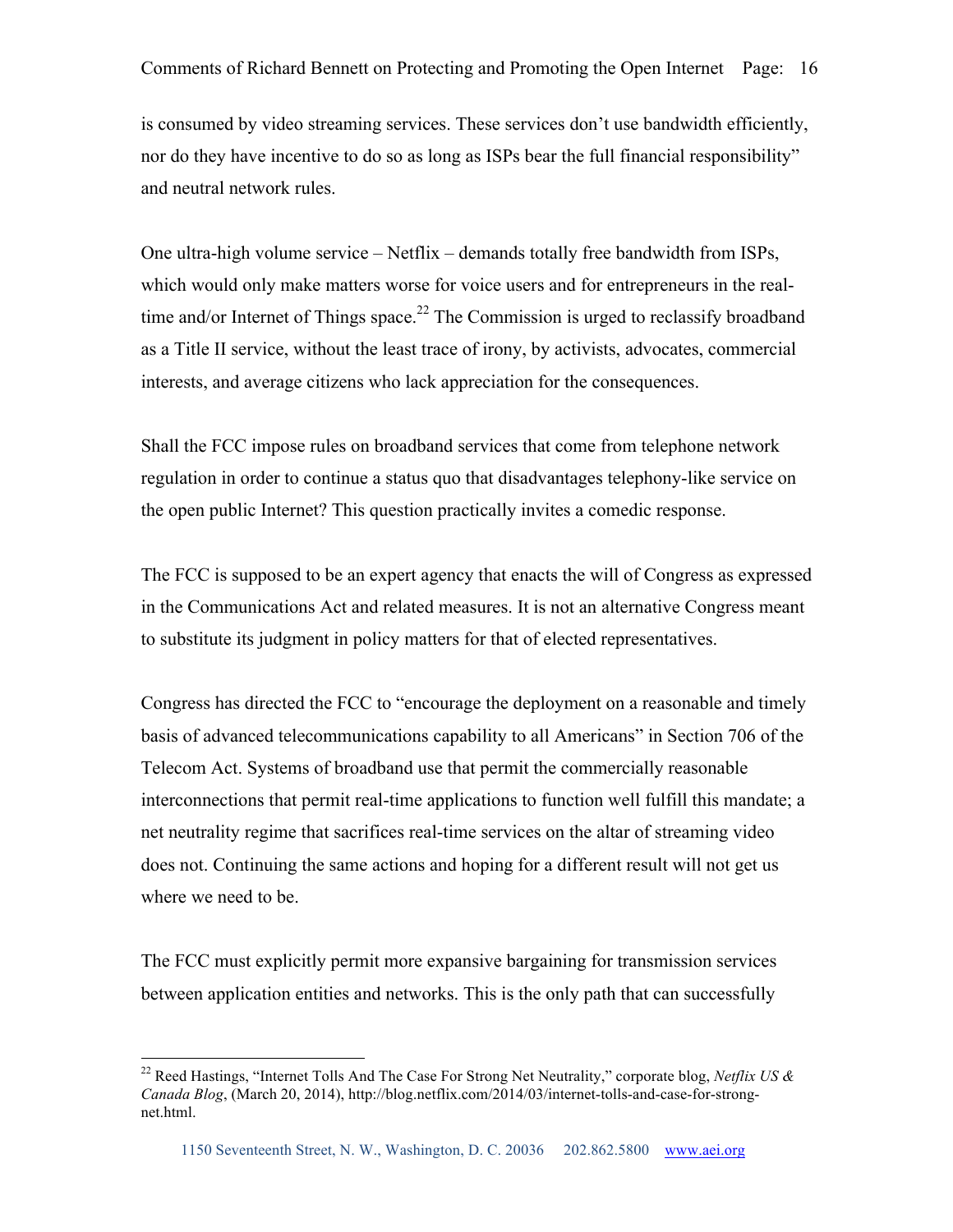is consumed by video streaming services. These services don't use bandwidth efficiently, nor do they have incentive to do so as long as ISPs bear the full financial responsibility" and neutral network rules.

One ultra-high volume service – Netflix – demands totally free bandwidth from ISPs, which would only make matters worse for voice users and for entrepreneurs in the real-time and/or Internet of Things space.[22] The Commission is urged to reclassify broadband as a Title II service, without the least trace of irony, by activists, advocates, commercial interests, and average citizens who lack appreciation for the consequences.

Shall the FCC impose rules on broadband services that come from telephone network regulation in order to continue a status quo that disadvantages telephony-like service on the open public Internet? This question practically invites a comedic response.

The FCC is supposed to be an expert agency that enacts the will of Congress as expressed in the Communications Act and related measures. It is not an alternative Congress meant to substitute its judgment in policy matters for that of elected representatives.

Congress has directed the FCC to "encourage the deployment on a reasonable and timely basis of advanced telecommunications capability to all Americans" in Section 706 of the Telecom Act. Systems of broadband use that permit the commercially reasonable interconnections that permit real-time applications to function well fulfill this mandate; a net neutrality regime that sacrifices real-time services on the altar of streaming video does not. Continuing the same actions and hoping for a different result will not get us where we need to be.

The FCC must explicitly permit more expansive bargaining for transmission services between application entities and networks. This is the only path that can successfully

---

[22] Reed Hastings, "Internet Tolls And The Case For Strong Net Neutrality," corporate blog, *Netflix US & Canada Blog*, (March 20, 2014), http://blog.netflix.com/2014/03/internet-tolls-and-case-for-strong-net.html.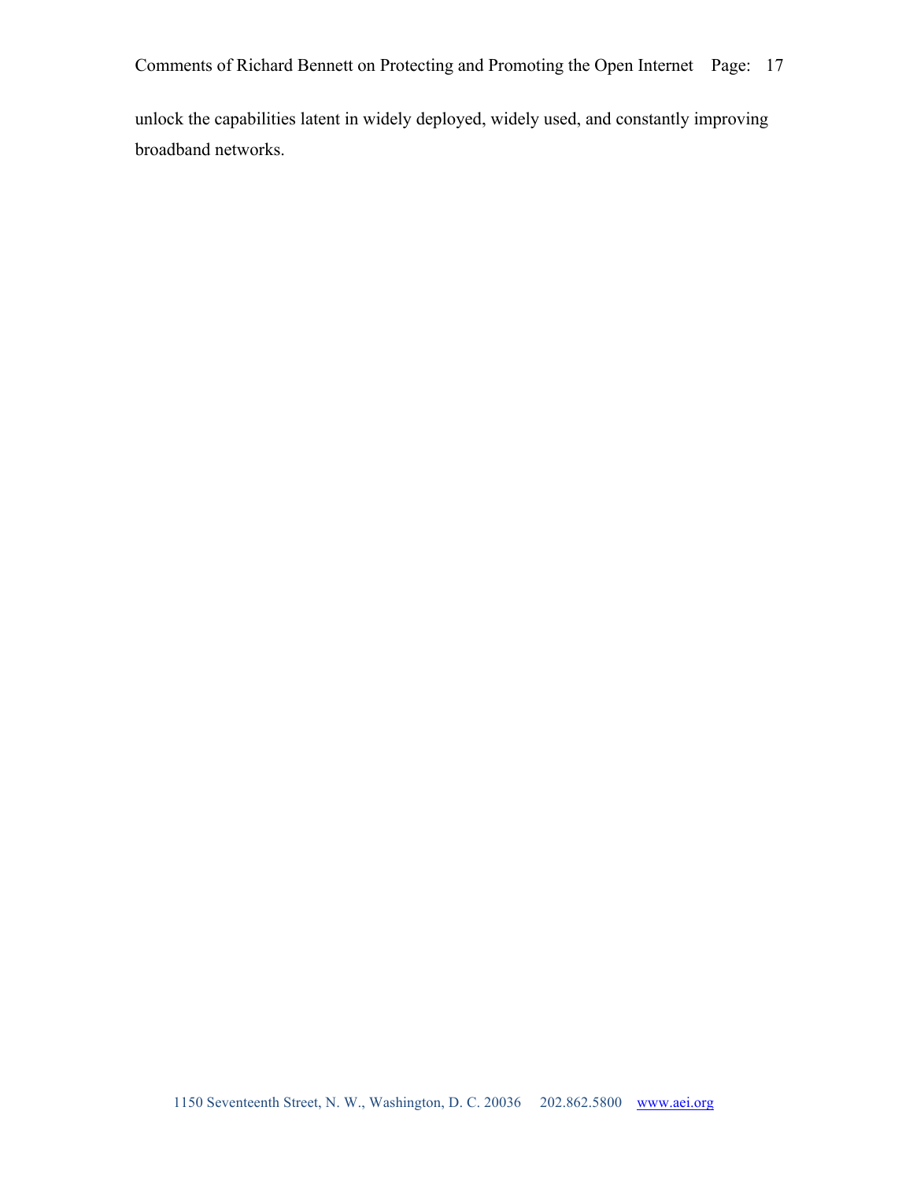unlock the capabilities latent in widely deployed, widely used, and constantly improving broadband networks.